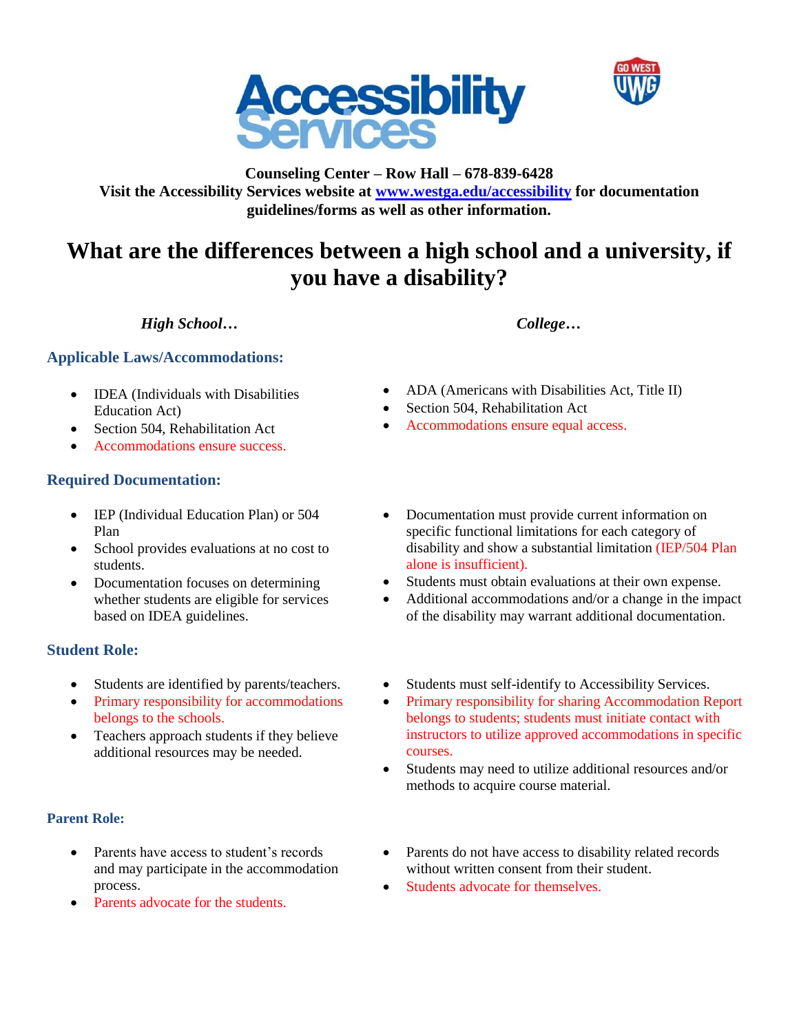# Accessibility Services

**Counseling Center – Row Hall – 678-839-6428**
**Visit the Accessibility Services website at [www.westga.edu/accessibility](http://www.westga.edu/accessibility) for documentation guidelines/forms as well as other information.**

# What are the differences between a high school and a university, if you have a disability?

| | *High School…* | *College…* |
|---|---|---|
| **Applicable Laws/Accommodations:** | • IDEA (Individuals with Disabilities Education Act)<br>• Section 504, Rehabilitation Act<br>• Accommodations ensure success. | • ADA (Americans with Disabilities Act, Title II)<br>• Section 504, Rehabilitation Act<br>• Accommodations ensure equal access. |
| **Required Documentation:** | • IEP (Individual Education Plan) or 504 Plan<br>• School provides evaluations at no cost to students.<br>• Documentation focuses on determining whether students are eligible for services based on IDEA guidelines. | • Documentation must provide current information on specific functional limitations for each category of disability and show a substantial limitation (IEP/504 Plan alone is insufficient).<br>• Students must obtain evaluations at their own expense.<br>• Additional accommodations and/or a change in the impact of the disability may warrant additional documentation. |
| **Student Role:** | • Students are identified by parents/teachers.<br>• Primary responsibility for accommodations belongs to the schools.<br>• Teachers approach students if they believe additional resources may be needed. | • Students must self-identify to Accessibility Services.<br>• Primary responsibility for sharing Accommodation Report belongs to students; students must initiate contact with instructors to utilize approved accommodations in specific courses.<br>• Students may need to utilize additional resources and/or methods to acquire course material. |
| **Parent Role:** | • Parents have access to student's records and may participate in the accommodation process.<br>• Parents advocate for the students. | • Parents do not have access to disability related records without written consent from their student.<br>• Students advocate for themselves. |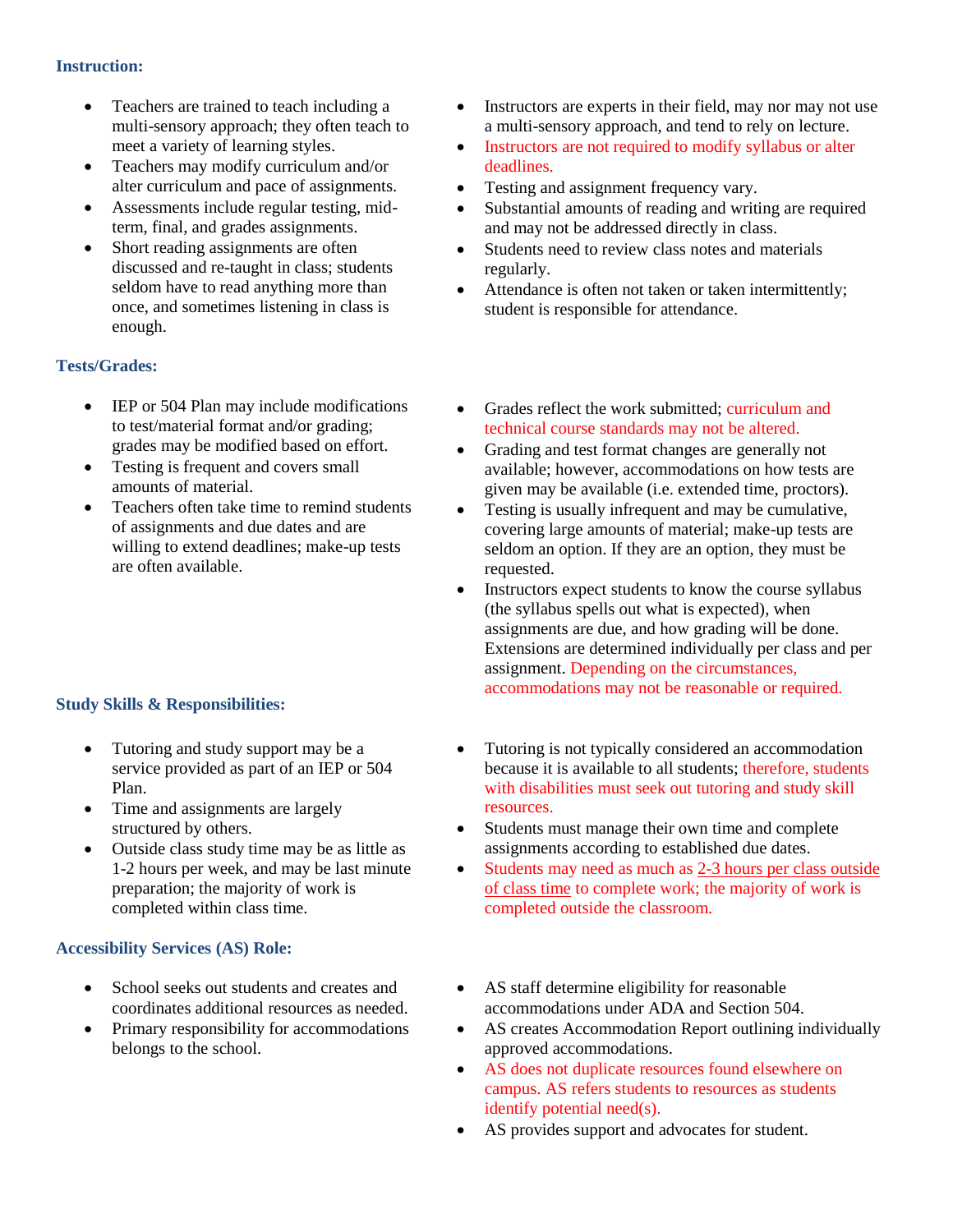### Instruction:

- Teachers are trained to teach including a multi-sensory approach; they often teach to meet a variety of learning styles.
- Teachers may modify curriculum and/or alter curriculum and pace of assignments.
- Assessments include regular testing, mid-term, final, and grades assignments.
- Short reading assignments are often discussed and re-taught in class; students seldom have to read anything more than once, and sometimes listening in class is enough.

- Instructors are experts in their field, may nor may not use a multi-sensory approach, and tend to rely on lecture.
- Instructors are not required to modify syllabus or alter deadlines.
- Testing and assignment frequency vary.
- Substantial amounts of reading and writing are required and may not be addressed directly in class.
- Students need to review class notes and materials regularly.
- Attendance is often not taken or taken intermittently; student is responsible for attendance.

### Tests/Grades:

- IEP or 504 Plan may include modifications to test/material format and/or grading; grades may be modified based on effort.
- Testing is frequent and covers small amounts of material.
- Teachers often take time to remind students of assignments and due dates and are willing to extend deadlines; make-up tests are often available.

- Grades reflect the work submitted; curriculum and technical course standards may not be altered.
- Grading and test format changes are generally not available; however, accommodations on how tests are given may be available (i.e. extended time, proctors).
- Testing is usually infrequent and may be cumulative, covering large amounts of material; make-up tests are seldom an option. If they are an option, they must be requested.
- Instructors expect students to know the course syllabus (the syllabus spells out what is expected), when assignments are due, and how grading will be done. Extensions are determined individually per class and per assignment. Depending on the circumstances, accommodations may not be reasonable or required.

### Study Skills & Responsibilities:

- Tutoring and study support may be a service provided as part of an IEP or 504 Plan.
- Time and assignments are largely structured by others.
- Outside class study time may be as little as 1-2 hours per week, and may be last minute preparation; the majority of work is completed within class time.

- Tutoring is not typically considered an accommodation because it is available to all students; therefore, students with disabilities must seek out tutoring and study skill resources.
- Students must manage their own time and complete assignments according to established due dates.
- Students may need as much as 2-3 hours per class outside of class time to complete work; the majority of work is completed outside the classroom.

### Accessibility Services (AS) Role:

- School seeks out students and creates and coordinates additional resources as needed.
- Primary responsibility for accommodations belongs to the school.

- AS staff determine eligibility for reasonable accommodations under ADA and Section 504.
- AS creates Accommodation Report outlining individually approved accommodations.
- AS does not duplicate resources found elsewhere on campus. AS refers students to resources as students identify potential need(s).
- AS provides support and advocates for student.